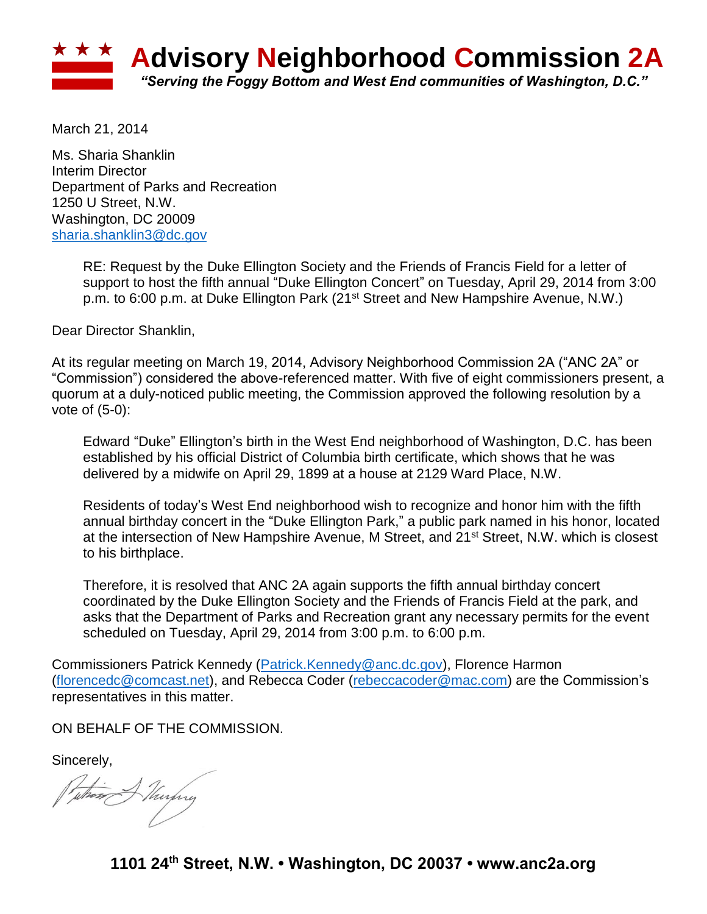# Advisory Neighborhood Commission 2A

*"Serving the Foggy Bottom and West End communities of Washington, D.C."*

March 21, 2014

Ms. Sharia Shanklin
Interim Director
Department of Parks and Recreation
1250 U Street, N.W.
Washington, DC 20009
sharia.shanklin3@dc.gov

> RE: Request by the Duke Ellington Society and the Friends of Francis Field for a letter of support to host the fifth annual "Duke Ellington Concert" on Tuesday, April 29, 2014 from 3:00 p.m. to 6:00 p.m. at Duke Ellington Park (21st Street and New Hampshire Avenue, N.W.)

Dear Director Shanklin,

At its regular meeting on March 19, 2014, Advisory Neighborhood Commission 2A ("ANC 2A" or "Commission") considered the above-referenced matter. With five of eight commissioners present, a quorum at a duly-noticed public meeting, the Commission approved the following resolution by a vote of (5-0):

> Edward "Duke" Ellington's birth in the West End neighborhood of Washington, D.C. has been established by his official District of Columbia birth certificate, which shows that he was delivered by a midwife on April 29, 1899 at a house at 2129 Ward Place, N.W.
>
> Residents of today's West End neighborhood wish to recognize and honor him with the fifth annual birthday concert in the "Duke Ellington Park," a public park named in his honor, located at the intersection of New Hampshire Avenue, M Street, and 21st Street, N.W. which is closest to his birthplace.
>
> Therefore, it is resolved that ANC 2A again supports the fifth annual birthday concert coordinated by the Duke Ellington Society and the Friends of Francis Field at the park, and asks that the Department of Parks and Recreation grant any necessary permits for the event scheduled on Tuesday, April 29, 2014 from 3:00 p.m. to 6:00 p.m.

Commissioners Patrick Kennedy (Patrick.Kennedy@anc.dc.gov), Florence Harmon (florencedc@comcast.net), and Rebecca Coder (rebeccacoder@mac.com) are the Commission's representatives in this matter.

ON BEHALF OF THE COMMISSION.

Sincerely,

**1101 24th Street, N.W. • Washington, DC 20037 • www.anc2a.org**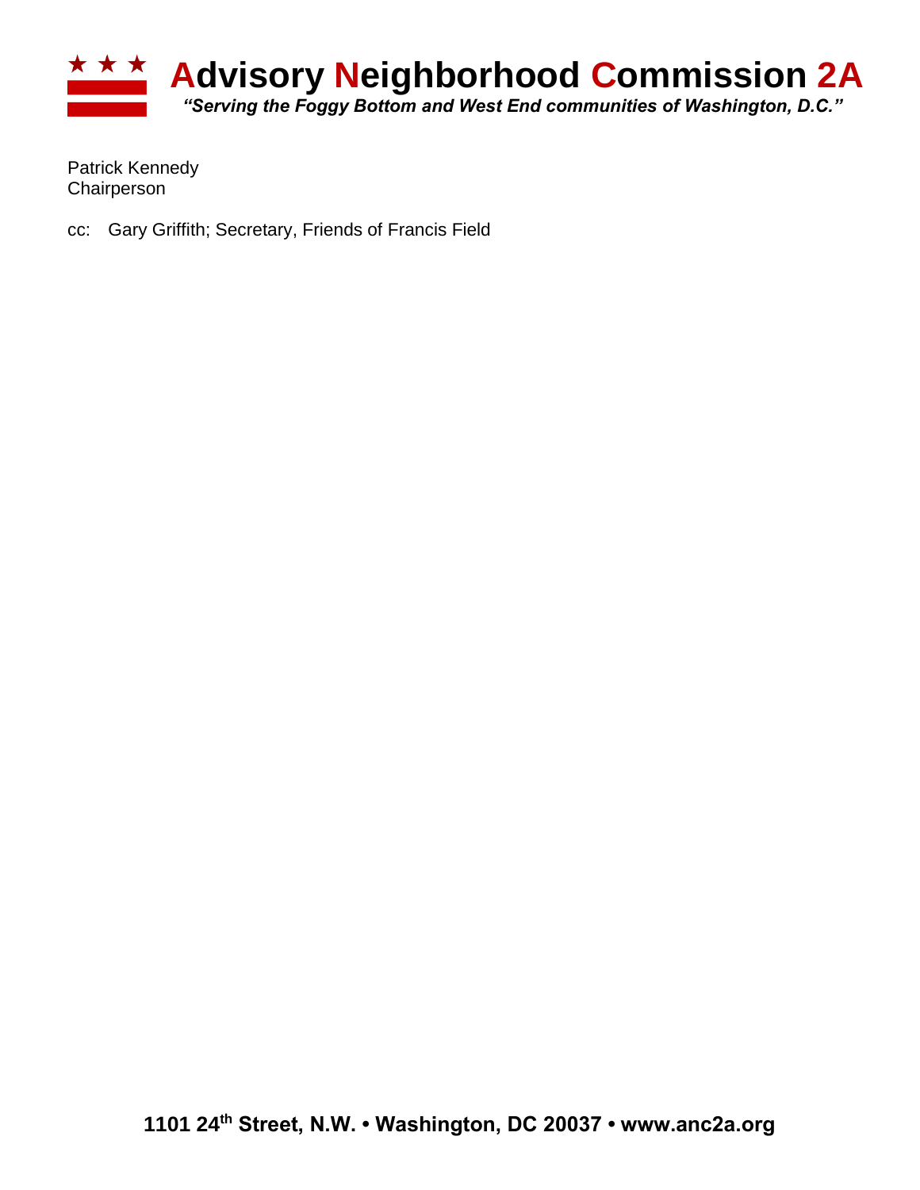# Advisory Neighborhood Commission 2A

*"Serving the Foggy Bottom and West End communities of Washington, D.C."*

Patrick Kennedy
Chairperson

cc: Gary Griffith; Secretary, Friends of Francis Field

**1101 24th Street, N.W. • Washington, DC 20037 • www.anc2a.org**